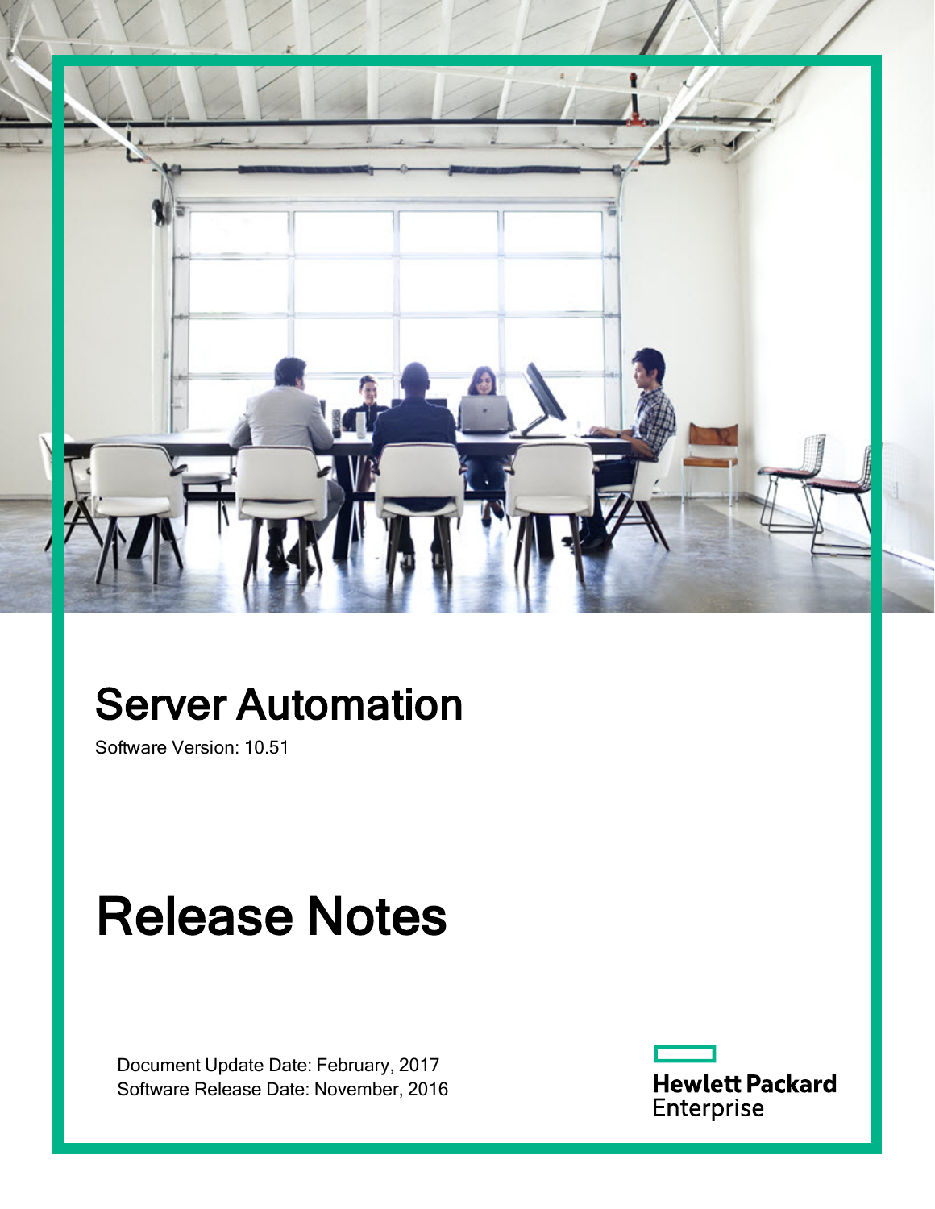# Server Automation

Software Version: 10.51

# Release Notes

Document Update Date: February, 2017
Software Release Date: November, 2016

Hewlett Packard Enterprise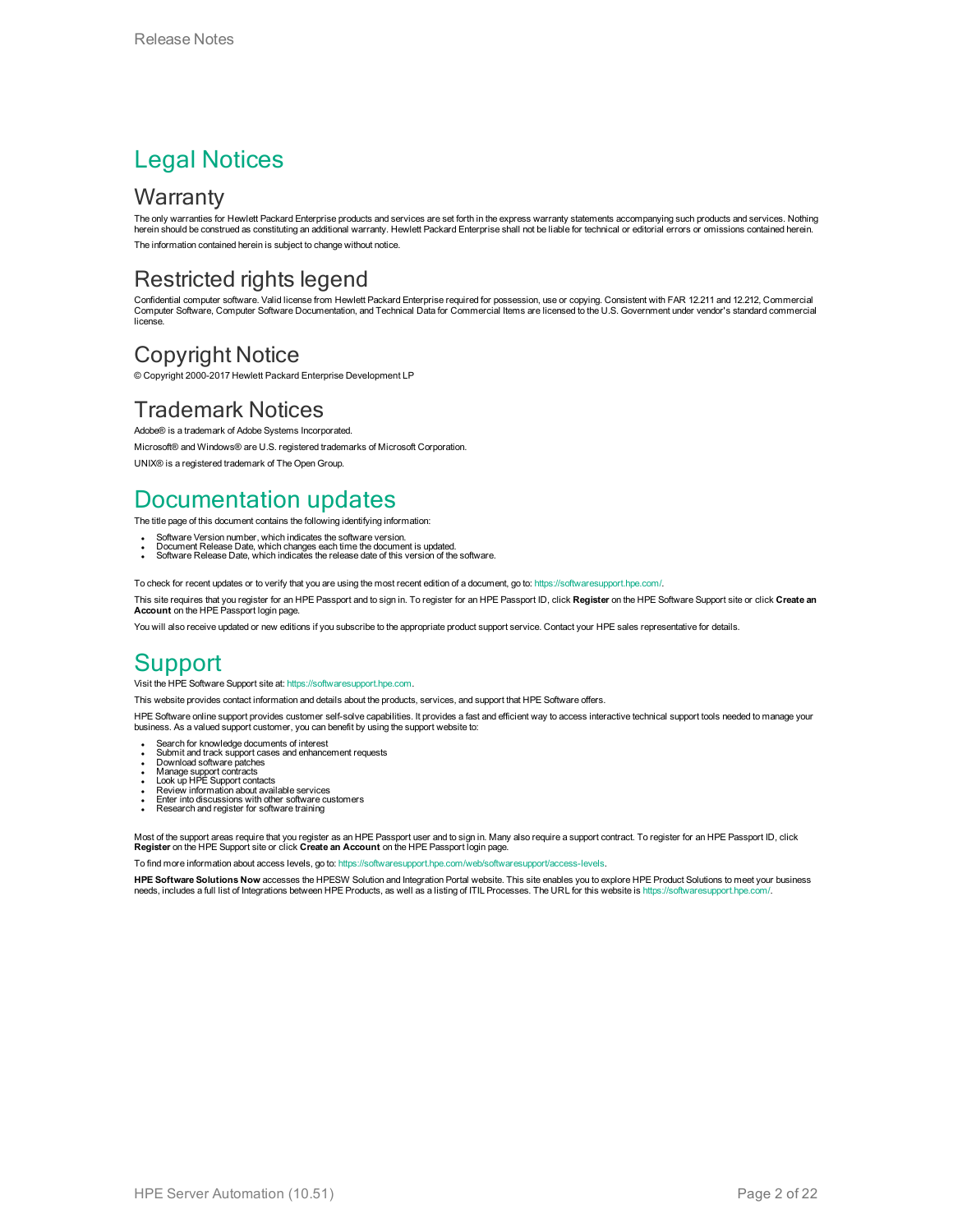# Legal Notices

## Warranty

The only warranties for Hewlett Packard Enterprise products and services are set forth in the express warranty statements accompanying such products and services. Nothing herein should be construed as constituting an additional warranty. Hewlett Packard Enterprise shall not be liable for technical or editorial errors or omissions contained herein.

The information contained herein is subject to change without notice.

## Restricted rights legend

Confidential computer software. Valid license from Hewlett Packard Enterprise required for possession, use or copying. Consistent with FAR 12.211 and 12.212, Commercial Computer Software, Computer Software Documentation, and Technical Data for Commercial Items are licensed to the U.S. Government under vendor's standard commercial license.

## Copyright Notice

© Copyright 2000-2017 Hewlett Packard Enterprise Development LP

## Trademark Notices

Adobe® is a trademark of Adobe Systems Incorporated.

Microsoft® and Windows® are U.S. registered trademarks of Microsoft Corporation.

UNIX® is a registered trademark of The Open Group.

# Documentation updates

The title page of this document contains the following identifying information:

- Software Version number, which indicates the software version.
- Document Release Date, which changes each time the document is updated.
- Software Release Date, which indicates the release date of this version of the software.

To check for recent updates or to verify that you are using the most recent edition of a document, go to: https://softwaresupport.hpe.com/.

This site requires that you register for an HPE Passport and to sign in. To register for an HPE Passport ID, click **Register** on the HPE Software Support site or click **Create an Account** on the HPE Passport login page.

You will also receive updated or new editions if you subscribe to the appropriate product support service. Contact your HPE sales representative for details.

# Support

Visit the HPE Software Support site at: https://softwaresupport.hpe.com.

This website provides contact information and details about the products, services, and support that HPE Software offers.

HPE Software online support provides customer self-solve capabilities. It provides a fast and efficient way to access interactive technical support tools needed to manage your business. As a valued support customer, you can benefit by using the support website to:

- Search for knowledge documents of interest
- Submit and track support cases and enhancement requests
- Download software patches
- Manage support contracts
- Look up HPE Support contacts
- Review information about available services
- Enter into discussions with other software customers
- Research and register for software training

Most of the support areas require that you register as an HPE Passport user and to sign in. Many also require a support contract. To register for an HPE Passport ID, click **Register** on the HPE Support site or click **Create an Account** on the HPE Passport login page.

To find more information about access levels, go to: https://softwaresupport.hpe.com/web/softwaresupport/access-levels.

**HPE Software Solutions Now** accesses the HPESW Solution and Integration Portal website. This site enables you to explore HPE Product Solutions to meet your business needs, includes a full list of Integrations between HPE Products, as well as a listing of ITIL Processes. The URL for this website is https://softwaresupport.hpe.com/.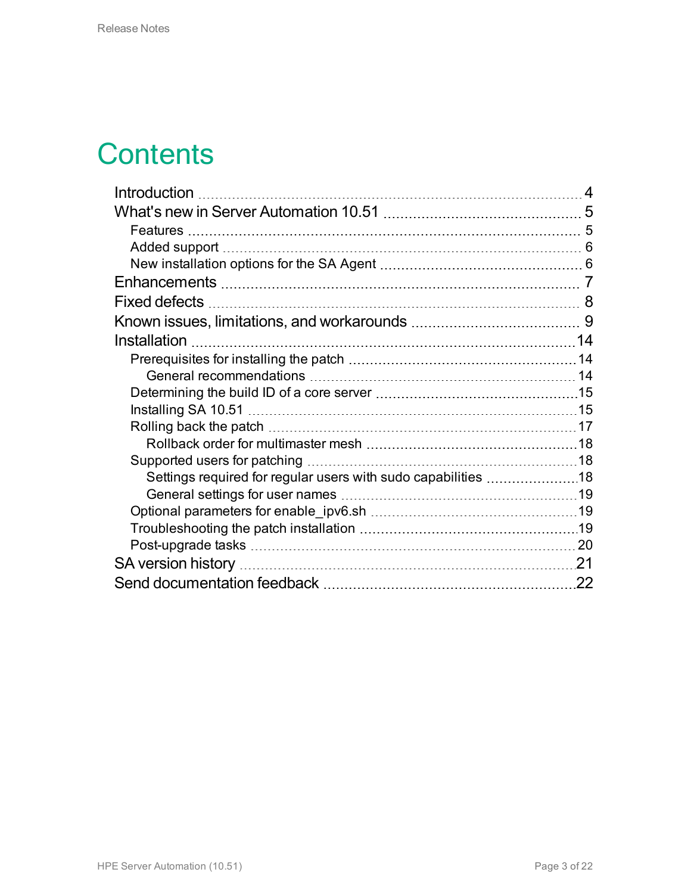# Contents

- Introduction ........ 4
- What's new in Server Automation 10.51 ........ 5
  - Features ........ 5
  - Added support ........ 6
  - New installation options for the SA Agent ........ 6
- Enhancements ........ 7
- Fixed defects ........ 8
- Known issues, limitations, and workarounds ........ 9
- Installation ........ 14
  - Prerequisites for installing the patch ........ 14
    - General recommendations ........ 14
  - Determining the build ID of a core server ........ 15
  - Installing SA 10.51 ........ 15
  - Rolling back the patch ........ 17
    - Rollback order for multimaster mesh ........ 18
  - Supported users for patching ........ 18
    - Settings required for regular users with sudo capabilities ........ 18
    - General settings for user names ........ 19
  - Optional parameters for enable_ipv6.sh ........ 19
  - Troubleshooting the patch installation ........ 19
  - Post-upgrade tasks ........ 20
- SA version history ........ 21
- Send documentation feedback ........ 22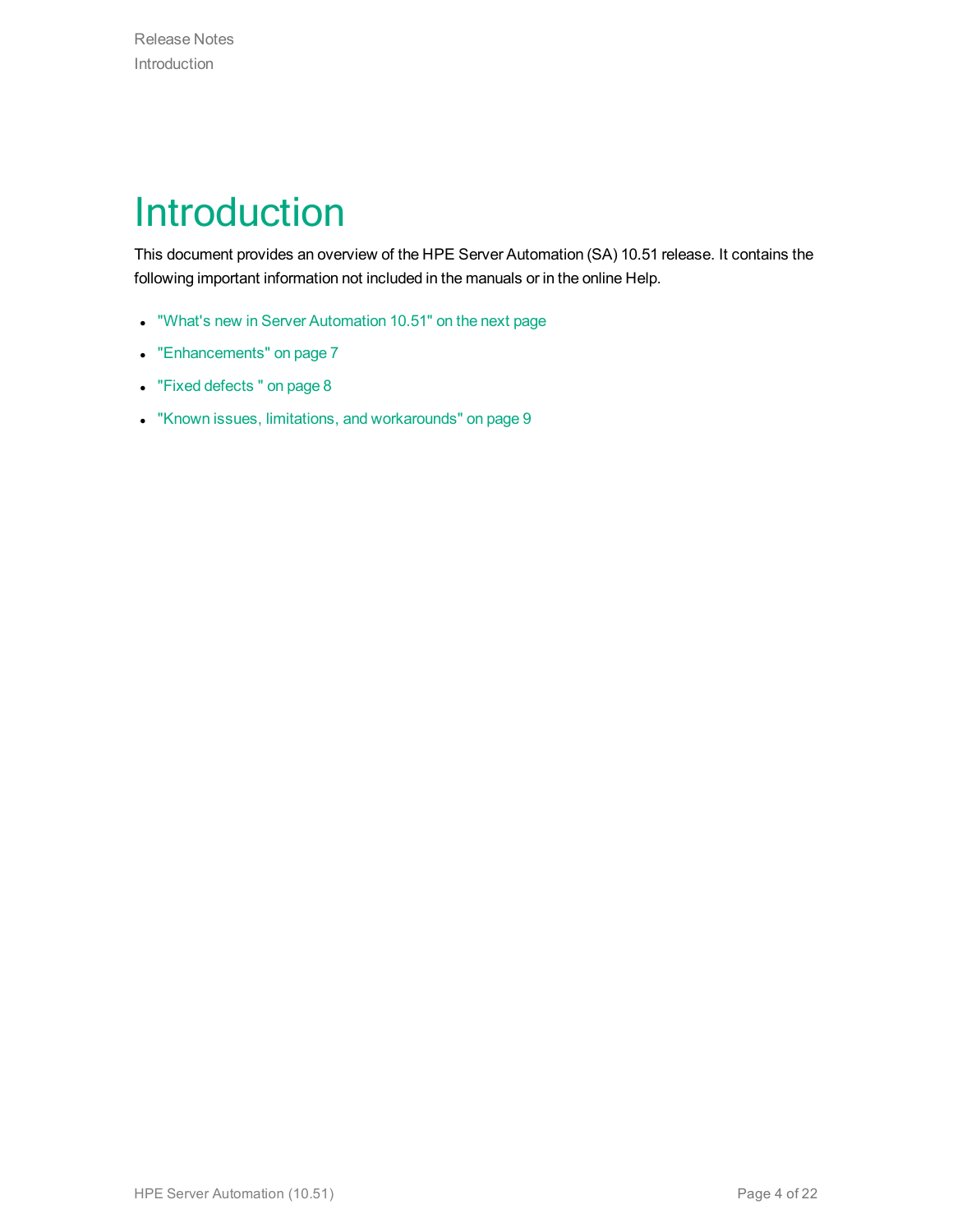# Introduction

This document provides an overview of the HPE Server Automation (SA) 10.51 release. It contains the following important information not included in the manuals or in the online Help.

- "What's new in Server Automation 10.51" on the next page
- "Enhancements" on page 7
- "Fixed defects " on page 8
- "Known issues, limitations, and workarounds" on page 9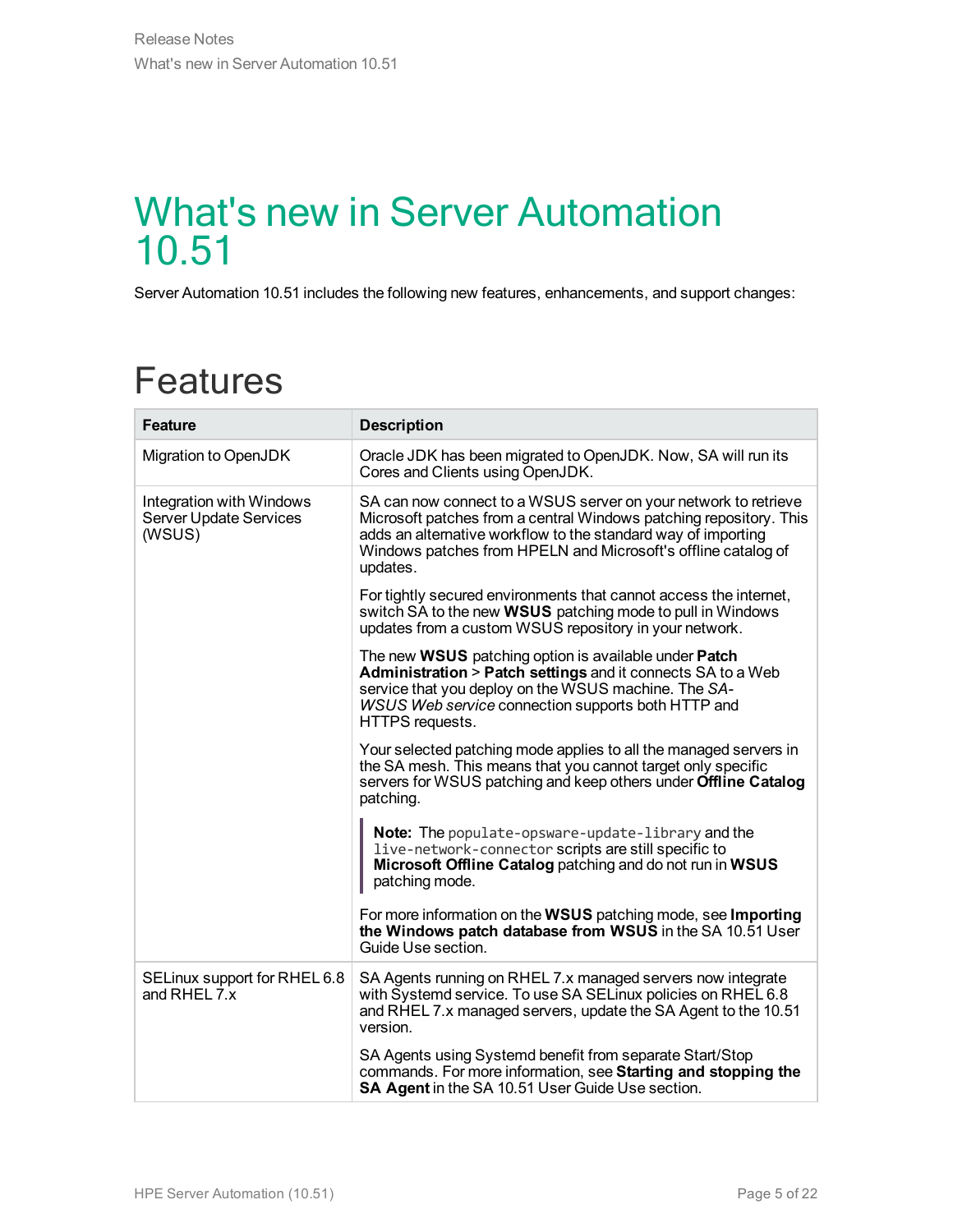# What's new in Server Automation 10.51

Server Automation 10.51 includes the following new features, enhancements, and support changes:

## Features

| Feature | Description |
|---|---|
| Migration to OpenJDK | Oracle JDK has been migrated to OpenJDK. Now, SA will run its Cores and Clients using OpenJDK. |
| Integration with Windows Server Update Services (WSUS) | SA can now connect to a WSUS server on your network to retrieve Microsoft patches from a central Windows patching repository. This adds an alternative workflow to the standard way of importing Windows patches from HPELN and Microsoft's offline catalog of updates.<br><br>For tightly secured environments that cannot access the internet, switch SA to the new **WSUS** patching mode to pull in Windows updates from a custom WSUS repository in your network.<br><br>The new **WSUS** patching option is available under **Patch Administration** > **Patch settings** and it connects SA to a Web service that you deploy on the WSUS machine. The *SA-WSUS Web service* connection supports both HTTP and HTTPS requests.<br><br>Your selected patching mode applies to all the managed servers in the SA mesh. This means that you cannot target only specific servers for WSUS patching and keep others under **Offline Catalog** patching.<br><br>**Note:** The `populate-opsware-update-library` and the `live-network-connector` scripts are still specific to **Microsoft Offline Catalog** patching and do not run in **WSUS** patching mode.<br><br>For more information on the **WSUS** patching mode, see **Importing the Windows patch database from WSUS** in the SA 10.51 User Guide Use section. |
| SELinux support for RHEL 6.8 and RHEL 7.x | SA Agents running on RHEL 7.x managed servers now integrate with Systemd service. To use SA SELinux policies on RHEL 6.8 and RHEL 7.x managed servers, update the SA Agent to the 10.51 version.<br><br>SA Agents using Systemd benefit from separate Start/Stop commands. For more information, see **Starting and stopping the SA Agent** in the SA 10.51 User Guide Use section. |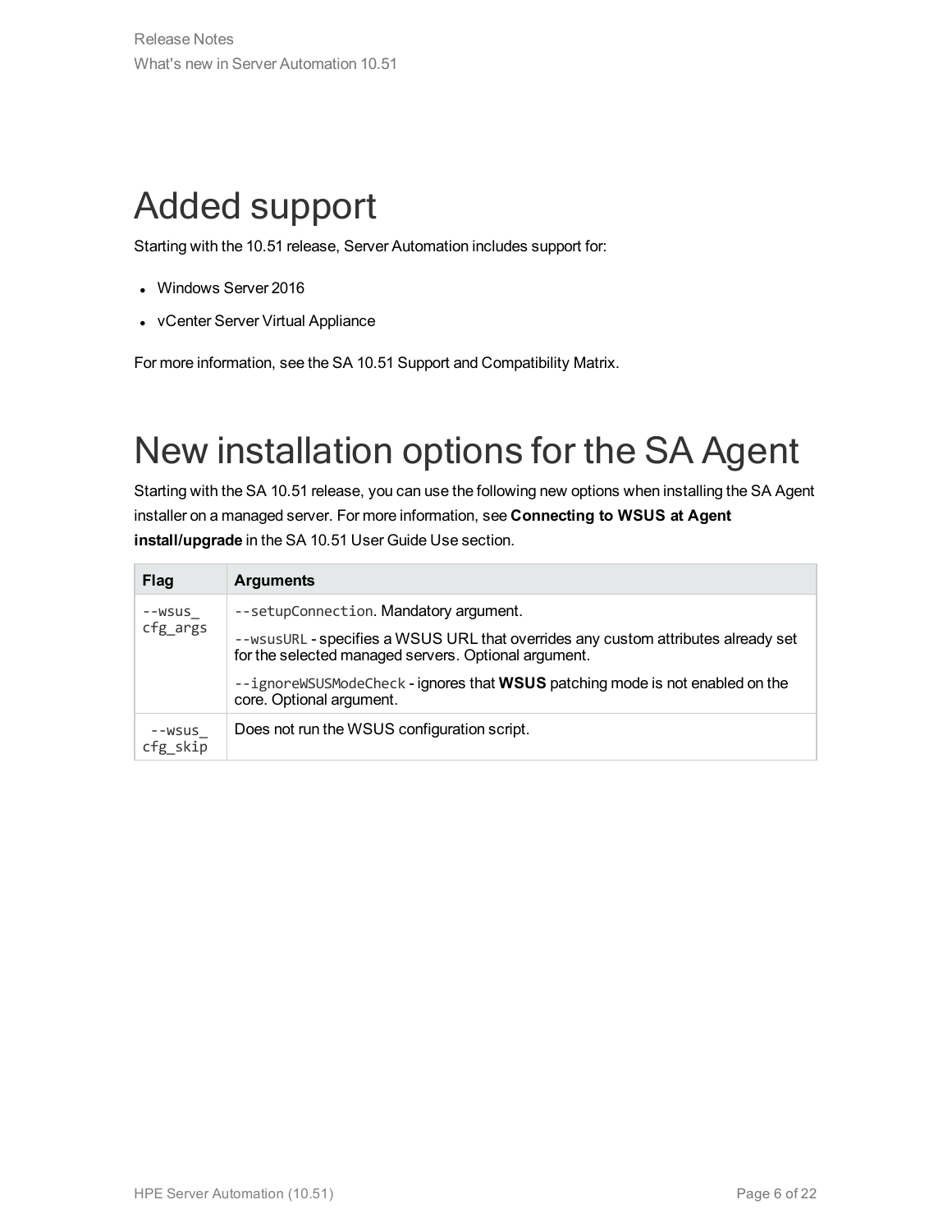# Added support

Starting with the 10.51 release, Server Automation includes support for:

- Windows Server 2016
- vCenter Server Virtual Appliance

For more information, see the SA 10.51 Support and Compatibility Matrix.

# New installation options for the SA Agent

Starting with the SA 10.51 release, you can use the following new options when installing the SA Agent installer on a managed server. For more information, see **Connecting to WSUS at Agent install/upgrade** in the SA 10.51 User Guide Use section.

| Flag | Arguments |
| --- | --- |
| `--wsus_cfg_args` | `--setupConnection`. Mandatory argument.<br>`--wsusURL` - specifies a WSUS URL that overrides any custom attributes already set for the selected managed servers. Optional argument.<br>`--ignoreWSUSModeCheck` - ignores that **WSUS** patching mode is not enabled on the core. Optional argument. |
| `--wsus_cfg_skip` | Does not run the WSUS configuration script. |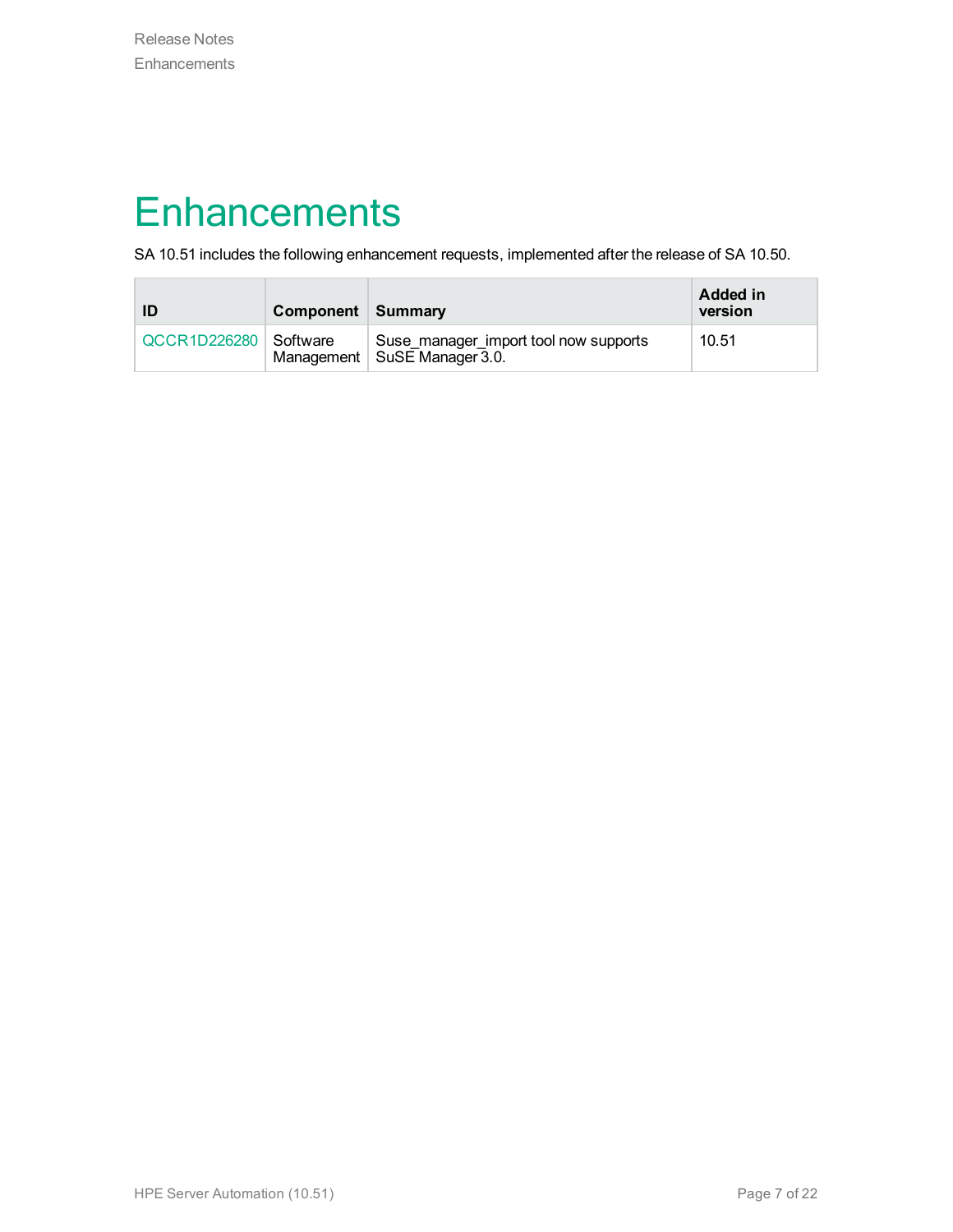# Enhancements

SA 10.51 includes the following enhancement requests, implemented after the release of SA 10.50.

| ID | Component | Summary | Added in version |
|---|---|---|---|
| QCCR1D226280 | Software Management | Suse_manager_import tool now supports SuSE Manager 3.0. | 10.51 |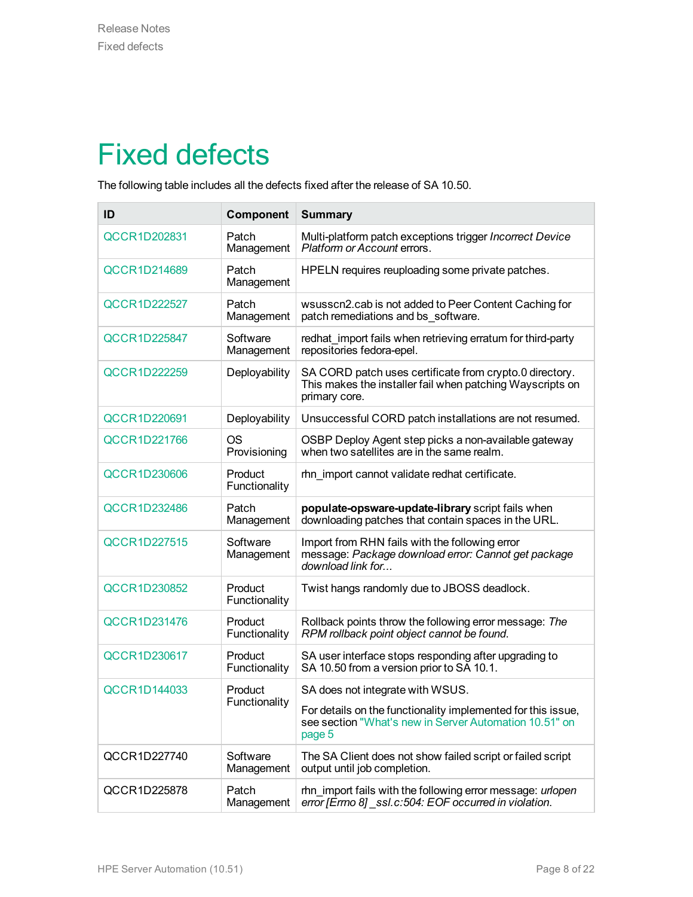# Fixed defects

The following table includes all the defects fixed after the release of SA 10.50.

| ID | Component | Summary |
|---|---|---|
| QCCR1D202831 | Patch Management | Multi-platform patch exceptions trigger *Incorrect Device Platform or Account* errors. |
| QCCR1D214689 | Patch Management | HPELN requires reuploading some private patches. |
| QCCR1D222527 | Patch Management | wsusscn2.cab is not added to Peer Content Caching for patch remediations and bs_software. |
| QCCR1D225847 | Software Management | redhat_import fails when retrieving erratum for third-party repositories fedora-epel. |
| QCCR1D222259 | Deployability | SA CORD patch uses certificate from crypto.0 directory. This makes the installer fail when patching Wayscripts on primary core. |
| QCCR1D220691 | Deployability | Unsuccessful CORD patch installations are not resumed. |
| QCCR1D221766 | OS Provisioning | OSBP Deploy Agent step picks a non-available gateway when two satellites are in the same realm. |
| QCCR1D230606 | Product Functionality | rhn_import cannot validate redhat certificate. |
| QCCR1D232486 | Patch Management | **populate-opsware-update-library** script fails when downloading patches that contain spaces in the URL. |
| QCCR1D227515 | Software Management | Import from RHN fails with the following error message: *Package download error: Cannot get package download link for...* |
| QCCR1D230852 | Product Functionality | Twist hangs randomly due to JBOSS deadlock. |
| QCCR1D231476 | Product Functionality | Rollback points throw the following error message: *The RPM rollback point object cannot be found.* |
| QCCR1D230617 | Product Functionality | SA user interface stops responding after upgrading to SA 10.50 from a version prior to SA 10.1. |
| QCCR1D144033 | Product Functionality | SA does not integrate with WSUS.<br><br>For details on the functionality implemented for this issue, see section "What's new in Server Automation 10.51" on page 5 |
| QCCR1D227740 | Software Management | The SA Client does not show failed script or failed script output until job completion. |
| QCCR1D225878 | Patch Management | rhn_import fails with the following error message: *urlopen error [Errno 8] _ssl.c:504: EOF occurred in violation.* |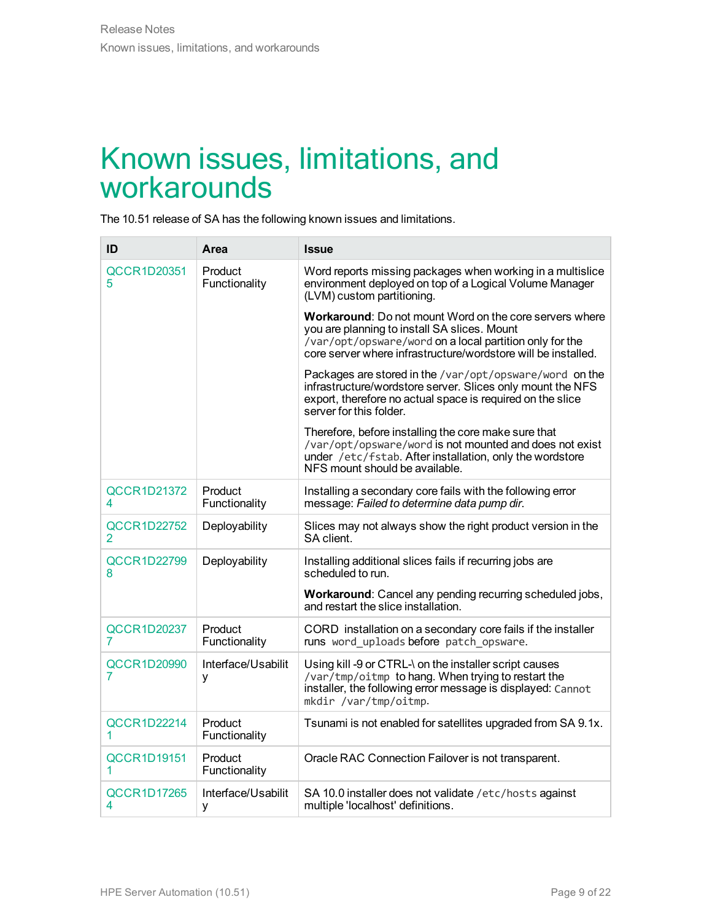# Known issues, limitations, and workarounds

The 10.51 release of SA has the following known issues and limitations.

| ID | Area | Issue |
|---|---|---|
| QCCR1D203515 | Product Functionality | Word reports missing packages when working in a multislice environment deployed on top of a Logical Volume Manager (LVM) custom partitioning.<br><br>**Workaround**: Do not mount Word on the core servers where you are planning to install SA slices. Mount `/var/opt/opsware/word` on a local partition only for the core server where infrastructure/wordstore will be installed.<br><br>Packages are stored in the `/var/opt/opsware/word` on the infrastructure/wordstore server. Slices only mount the NFS export, therefore no actual space is required on the slice server for this folder.<br><br>Therefore, before installing the core make sure that `/var/opt/opsware/word` is not mounted and does not exist under `/etc/fstab`. After installation, only the wordstore NFS mount should be available. |
| QCCR1D213724 | Product Functionality | Installing a secondary core fails with the following error message: *Failed to determine data pump dir.* |
| QCCR1D227522 | Deployability | Slices may not always show the right product version in the SA client. |
| QCCR1D227998 | Deployability | Installing additional slices fails if recurring jobs are scheduled to run.<br><br>**Workaround**: Cancel any pending recurring scheduled jobs, and restart the slice installation. |
| QCCR1D202377 | Product Functionality | CORD installation on a secondary core fails if the installer runs `word_uploads` before `patch_opsware`. |
| QCCR1D209907 | Interface/Usability | Using kill -9 or CTRL-\ on the installer script causes `/var/tmp/oitmp` to hang. When trying to restart the installer, the following error message is displayed: `Cannot mkdir /var/tmp/oitmp`. |
| QCCR1D222141 | Product Functionality | Tsunami is not enabled for satellites upgraded from SA 9.1x. |
| QCCR1D191511 | Product Functionality | Oracle RAC Connection Failover is not transparent. |
| QCCR1D172654 | Interface/Usability | SA 10.0 installer does not validate `/etc/hosts` against multiple 'localhost' definitions. |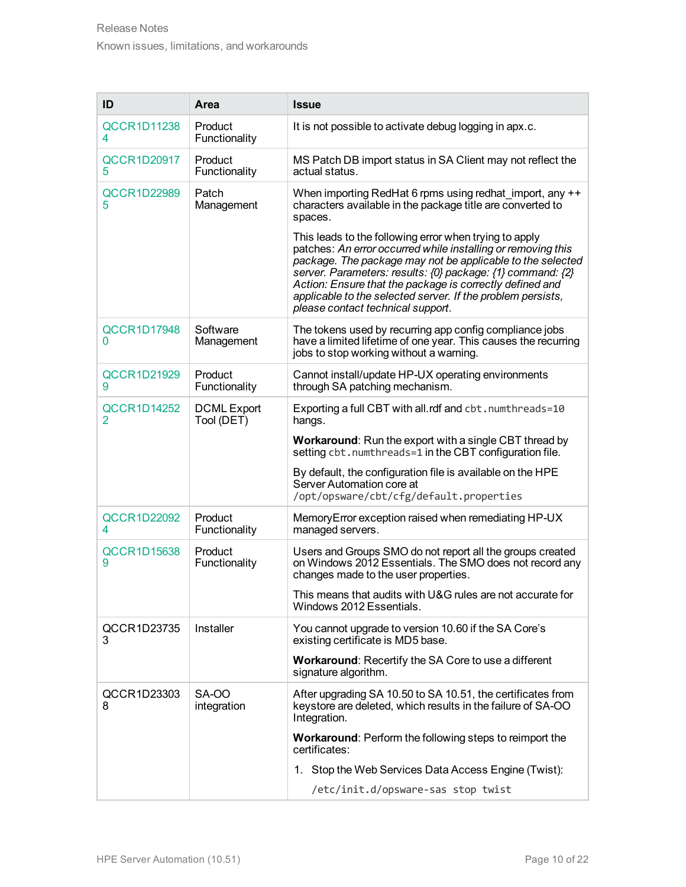| ID | Area | Issue |
|---|---|---|
| QCCR1D112384 | Product Functionality | It is not possible to activate debug logging in apx.c. |
| QCCR1D209175 | Product Functionality | MS Patch DB import status in SA Client may not reflect the actual status. |
| QCCR1D229895 | Patch Management | When importing RedHat 6 rpms using redhat_import, any ++ characters available in the package title are converted to spaces.<br><br>This leads to the following error when trying to apply patches: *An error occurred while installing or removing this package. The package may not be applicable to the selected server. Parameters: results: {0} package: {1} command: {2} Action: Ensure that the package is correctly defined and applicable to the selected server. If the problem persists, please contact technical support*. |
| QCCR1D179480 | Software Management | The tokens used by recurring app config compliance jobs have a limited lifetime of one year. This causes the recurring jobs to stop working without a warning. |
| QCCR1D219299 | Product Functionality | Cannot install/update HP-UX operating environments through SA patching mechanism. |
| QCCR1D142522 | DCML Export Tool (DET) | Exporting a full CBT with all.rdf and `cbt.numthreads=10` hangs.<br><br>**Workaround**: Run the export with a single CBT thread by setting `cbt.numthreads=1` in the CBT configuration file.<br><br>By default, the configuration file is available on the HPE Server Automation core at `/opt/opsware/cbt/cfg/default.properties` |
| QCCR1D220924 | Product Functionality | MemoryError exception raised when remediating HP-UX managed servers. |
| QCCR1D156389 | Product Functionality | Users and Groups SMO do not report all the groups created on Windows 2012 Essentials. The SMO does not record any changes made to the user properties.<br><br>This means that audits with U&G rules are not accurate for Windows 2012 Essentials. |
| QCCR1D237353 | Installer | You cannot upgrade to version 10.60 if the SA Core's existing certificate is MD5 base.<br><br>**Workaround**: Recertify the SA Core to use a different signature algorithm. |
| QCCR1D233038 | SA-OO integration | After upgrading SA 10.50 to SA 10.51, the certificates from keystore are deleted, which results in the failure of SA-OO Integration.<br><br>**Workaround**: Perform the following steps to reimport the certificates:<br><br>1. Stop the Web Services Data Access Engine (Twist):<br>`/etc/init.d/opsware-sas stop twist` |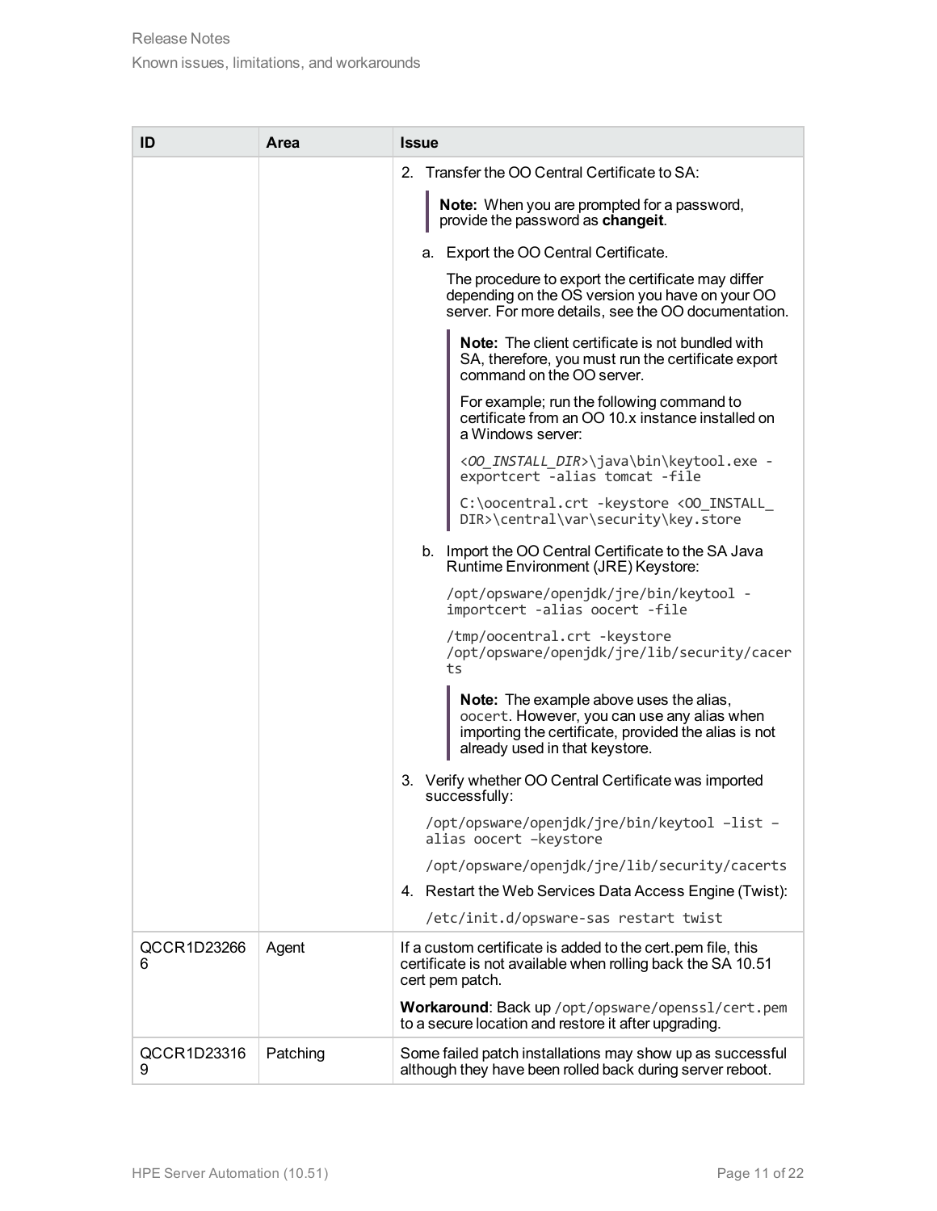| ID | Area | Issue |
|---|---|---|
| | | 2. Transfer the OO Central Certificate to SA:<br><br>**Note:** When you are prompted for a password, provide the password as **changeit**.<br><br>a. Export the OO Central Certificate.<br><br>The procedure to export the certificate may differ depending on the OS version you have on your OO server. For more details, see the OO documentation.<br><br>**Note:** The client certificate is not bundled with SA, therefore, you must run the certificate export command on the OO server.<br><br>For example; run the following command to certificate from an OO 10.x instance installed on a Windows server:<br><br>`<OO_INSTALL_DIR>\java\bin\keytool.exe -exportcert -alias tomcat -file`<br><br>`C:\oocentral.crt -keystore <OO_INSTALL_DIR>\central\var\security\key.store`<br><br>b. Import the OO Central Certificate to the SA Java Runtime Environment (JRE) Keystore:<br><br>`/opt/opsware/openjdk/jre/bin/keytool -importcert -alias oocert -file`<br><br>`/tmp/oocentral.crt -keystore /opt/opsware/openjdk/jre/lib/security/cacerts`<br><br>**Note:** The example above uses the alias, `oocert`. However, you can use any alias when importing the certificate, provided the alias is not already used in that keystore.<br><br>3. Verify whether OO Central Certificate was imported successfully:<br><br>`/opt/opsware/openjdk/jre/bin/keytool –list –alias oocert –keystore`<br><br>`/opt/opsware/openjdk/jre/lib/security/cacerts`<br><br>4. Restart the Web Services Data Access Engine (Twist):<br><br>`/etc/init.d/opsware-sas restart twist` |
| QCCR1D232666 | Agent | If a custom certificate is added to the cert.pem file, this certificate is not available when rolling back the SA 10.51 cert pem patch.<br><br>**Workaround**: Back up `/opt/opsware/openssl/cert.pem` to a secure location and restore it after upgrading. |
| QCCR1D233169 | Patching | Some failed patch installations may show up as successful although they have been rolled back during server reboot. |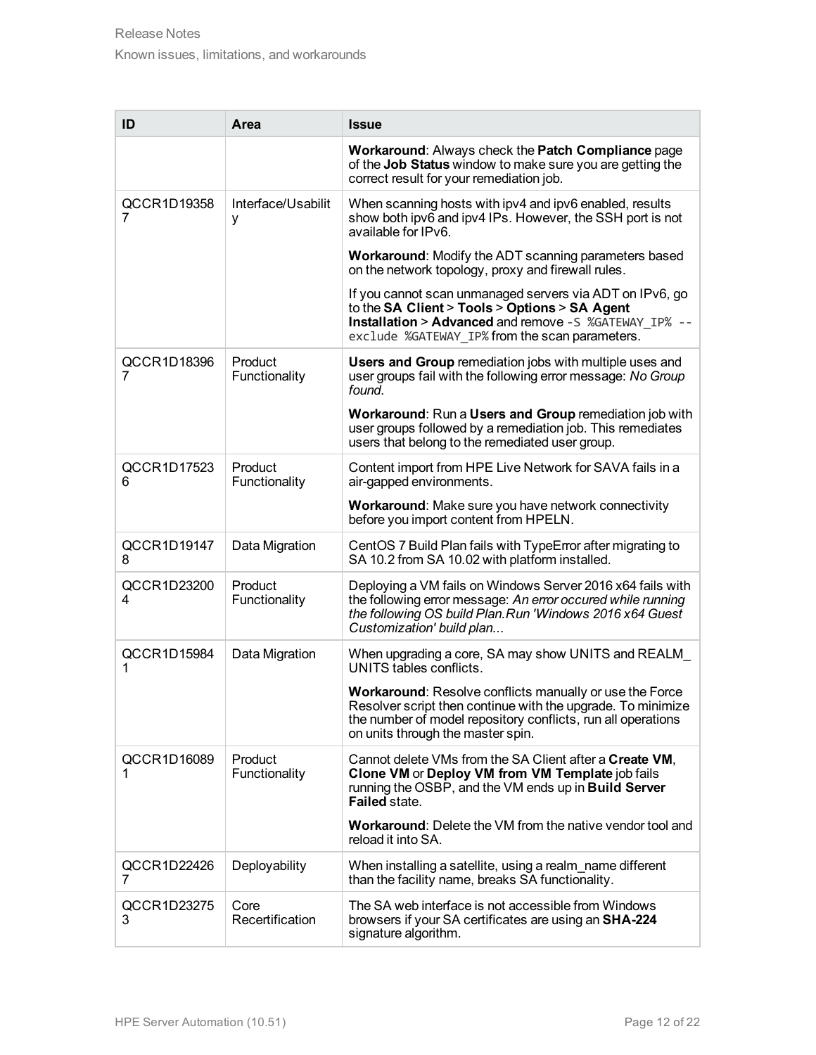| ID | Area | Issue |
| --- | --- | --- |
| | | **Workaround**: Always check the **Patch Compliance** page of the **Job Status** window to make sure you are getting the correct result for your remediation job. |
| QCCR1D193587 | Interface/Usability | When scanning hosts with ipv4 and ipv6 enabled, results show both ipv6 and ipv4 IPs. However, the SSH port is not available for IPv6.<br><br>**Workaround**: Modify the ADT scanning parameters based on the network topology, proxy and firewall rules.<br><br>If you cannot scan unmanaged servers via ADT on IPv6, go to the **SA Client** > **Tools** > **Options** > **SA Agent Installation** > **Advanced** and remove `-S %GATEWAY_IP% --exclude %GATEWAY_IP%` from the scan parameters. |
| QCCR1D183967 | Product Functionality | **Users and Group** remediation jobs with multiple uses and user groups fail with the following error message: *No Group found*.<br><br>**Workaround**: Run a **Users and Group** remediation job with user groups followed by a remediation job. This remediates users that belong to the remediated user group. |
| QCCR1D175236 | Product Functionality | Content import from HPE Live Network for SAVA fails in a air-gapped environments.<br><br>**Workaround**: Make sure you have network connectivity before you import content from HPELN. |
| QCCR1D191478 | Data Migration | CentOS 7 Build Plan fails with TypeError after migrating to SA 10.2 from SA 10.02 with platform installed. |
| QCCR1D232004 | Product Functionality | Deploying a VM fails on Windows Server 2016 x64 fails with the following error message: *An error occured while running the following OS build Plan.Run 'Windows 2016 x64 Guest Customization' build plan...* |
| QCCR1D159841 | Data Migration | When upgrading a core, SA may show UNITS and REALM_UNITS tables conflicts.<br><br>**Workaround**: Resolve conflicts manually or use the Force Resolver script then continue with the upgrade. To minimize the number of model repository conflicts, run all operations on units through the master spin. |
| QCCR1D160891 | Product Functionality | Cannot delete VMs from the SA Client after a **Create VM**, **Clone VM** or **Deploy VM from VM Template** job fails running the OSBP, and the VM ends up in **Build Server Failed** state.<br><br>**Workaround**: Delete the VM from the native vendor tool and reload it into SA. |
| QCCR1D224267 | Deployability | When installing a satellite, using a realm_name different than the facility name, breaks SA functionality. |
| QCCR1D232753 | Core Recertification | The SA web interface is not accessible from Windows browsers if your SA certificates are using an **SHA-224** signature algorithm. |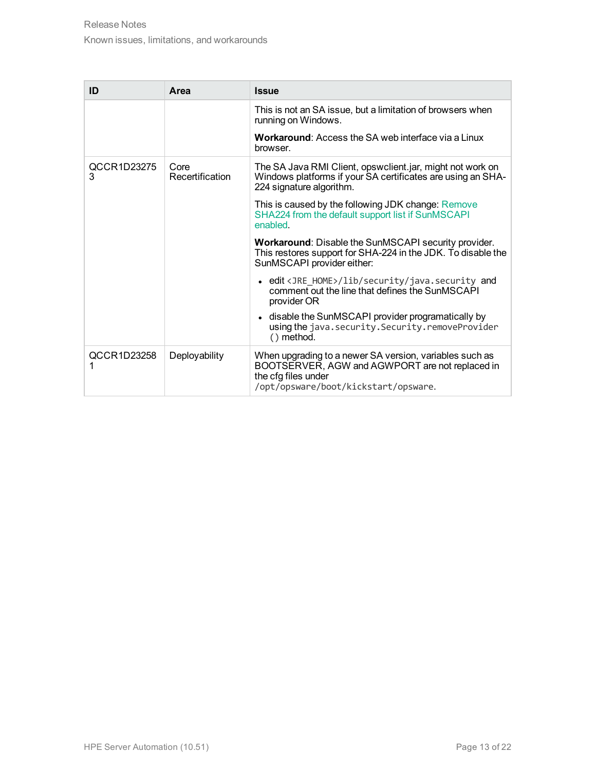| ID | Area | Issue |
|---|---|---|
| | | This is not an SA issue, but a limitation of browsers when running on Windows.<br><br>**Workaround**: Access the SA web interface via a Linux browser. |
| QCCR1D232753 | Core Recertification | The SA Java RMI Client, opswclient.jar, might not work on Windows platforms if your SA certificates are using an SHA-224 signature algorithm.<br><br>This is caused by the following JDK change: Remove SHA224 from the default support list if SunMSCAPI enabled.<br><br>**Workaround**: Disable the SunMSCAPI security provider. This restores support for SHA-224 in the JDK. To disable the SunMSCAPI provider either:<br><br>• edit `<JRE_HOME>/lib/security/java.security` and comment out the line that defines the SunMSCAPI provider OR<br>• disable the SunMSCAPI provider programatically by using the `java.security.Security.removeProvider()` method. |
| QCCR1D232581 | Deployability | When upgrading to a newer SA version, variables such as BOOTSERVER, AGW and AGWPORT are not replaced in the cfg files under `/opt/opsware/boot/kickstart/opsware`. |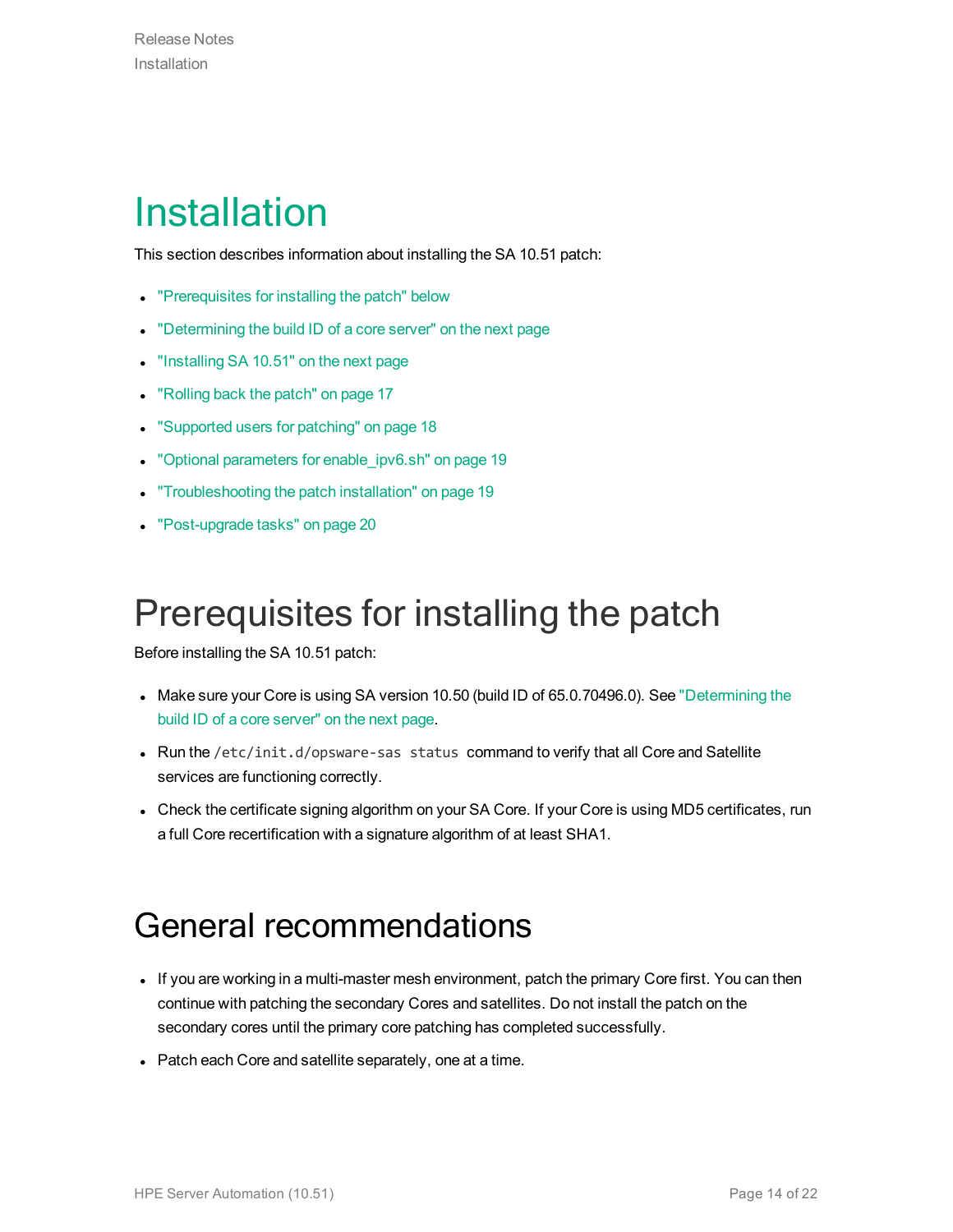# Installation

This section describes information about installing the SA 10.51 patch:

- "Prerequisites for installing the patch" below
- "Determining the build ID of a core server" on the next page
- "Installing SA 10.51" on the next page
- "Rolling back the patch" on page 17
- "Supported users for patching" on page 18
- "Optional parameters for enable_ipv6.sh" on page 19
- "Troubleshooting the patch installation" on page 19
- "Post-upgrade tasks" on page 20

# Prerequisites for installing the patch

Before installing the SA 10.51 patch:

- Make sure your Core is using SA version 10.50 (build ID of 65.0.70496.0). See "Determining the build ID of a core server" on the next page.
- Run the `/etc/init.d/opsware-sas status` command to verify that all Core and Satellite services are functioning correctly.
- Check the certificate signing algorithm on your SA Core. If your Core is using MD5 certificates, run a full Core recertification with a signature algorithm of at least SHA1.

## General recommendations

- If you are working in a multi-master mesh environment, patch the primary Core first. You can then continue with patching the secondary Cores and satellites. Do not install the patch on the secondary cores until the primary core patching has completed successfully.
- Patch each Core and satellite separately, one at a time.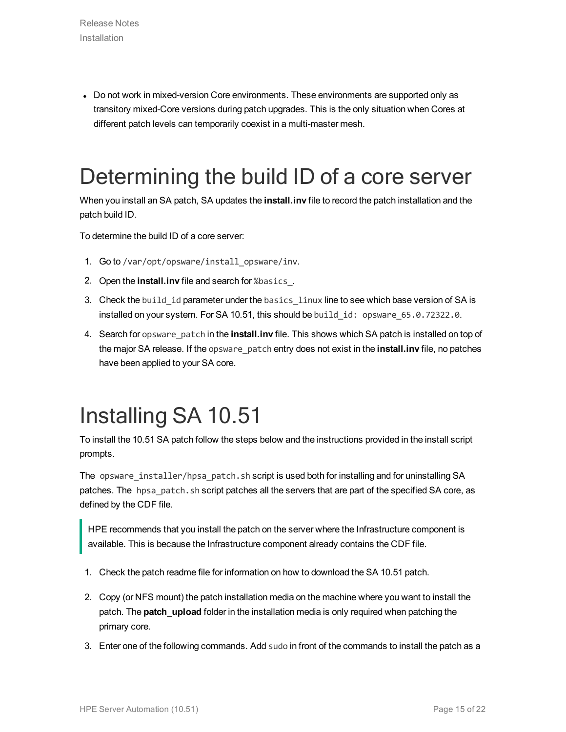- Do not work in mixed-version Core environments. These environments are supported only as transitory mixed-Core versions during patch upgrades. This is the only situation when Cores at different patch levels can temporarily coexist in a multi-master mesh.

# Determining the build ID of a core server

When you install an SA patch, SA updates the **install.inv** file to record the patch installation and the patch build ID.

To determine the build ID of a core server:

1. Go to `/var/opt/opsware/install_opsware/inv`.
2. Open the **install.inv** file and search for `%basics_`.
3. Check the `build_id` parameter under the `basics_linux` line to see which base version of SA is installed on your system. For SA 10.51, this should be `build_id: opsware_65.0.72322.0`.
4. Search for `opsware_patch` in the **install.inv** file. This shows which SA patch is installed on top of the major SA release. If the `opsware_patch` entry does not exist in the **install.inv** file, no patches have been applied to your SA core.

# Installing SA 10.51

To install the 10.51 SA patch follow the steps below and the instructions provided in the install script prompts.

The `opsware_installer/hpsa_patch.sh` script is used both for installing and for uninstalling SA patches. The `hpsa_patch.sh` script patches all the servers that are part of the specified SA core, as defined by the CDF file.

> HPE recommends that you install the patch on the server where the Infrastructure component is available. This is because the Infrastructure component already contains the CDF file.

1. Check the patch readme file for information on how to download the SA 10.51 patch.
2. Copy (or NFS mount) the patch installation media on the machine where you want to install the patch. The **patch_upload** folder in the installation media is only required when patching the primary core.
3. Enter one of the following commands. Add `sudo` in front of the commands to install the patch as a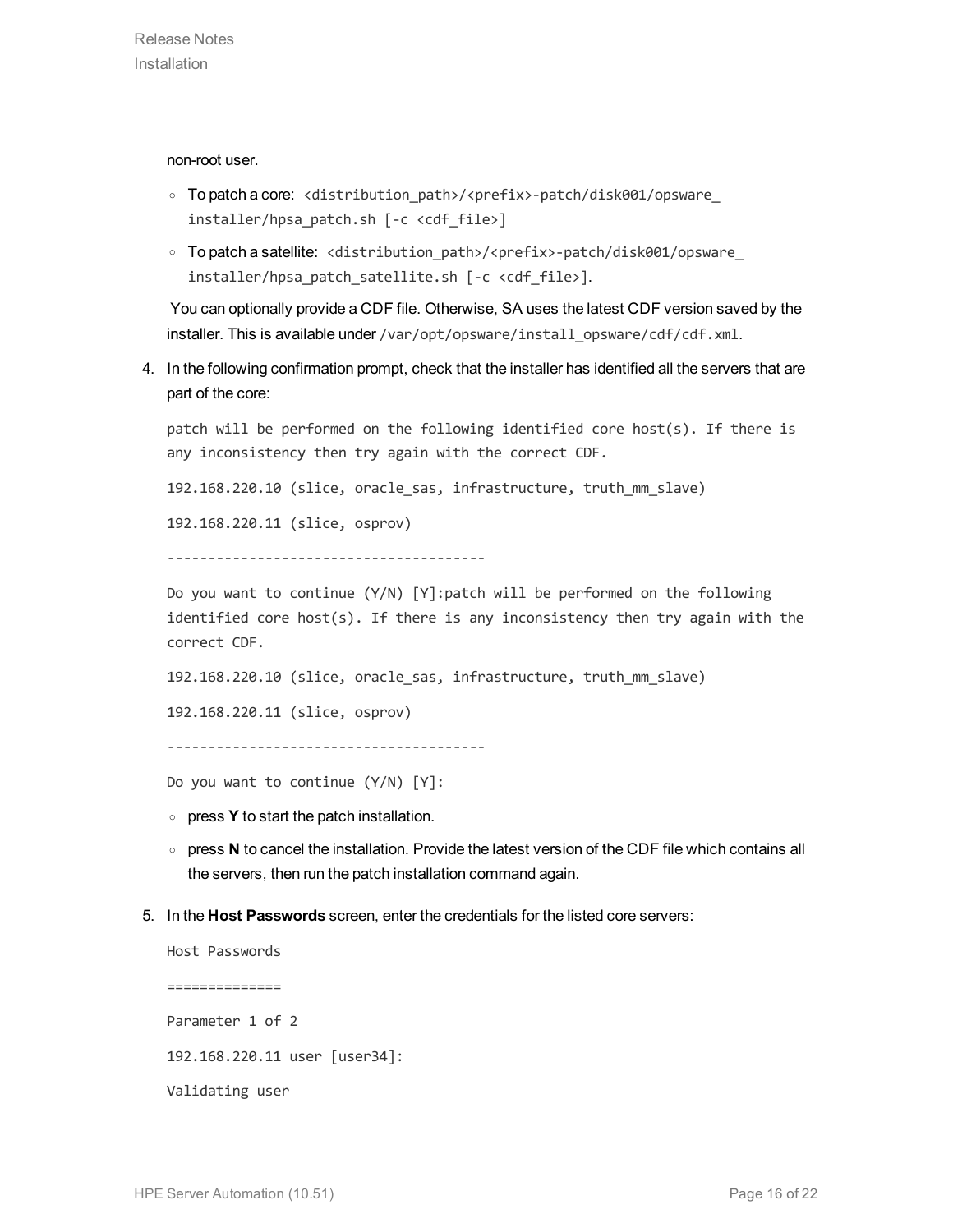non-root user.

- To patch a core: `<distribution_path>/<prefix>-patch/disk001/opsware_installer/hpsa_patch.sh [-c <cdf_file>]`
- To patch a satellite: `<distribution_path>/<prefix>-patch/disk001/opsware_installer/hpsa_patch_satellite.sh [-c <cdf_file>]`.

You can optionally provide a CDF file. Otherwise, SA uses the latest CDF version saved by the installer. This is available under `/var/opt/opsware/install_opsware/cdf/cdf.xml`.

4. In the following confirmation prompt, check that the installer has identified all the servers that are part of the core:

```
patch will be performed on the following identified core host(s). If there is
any inconsistency then try again with the correct CDF.

192.168.220.10 (slice, oracle_sas, infrastructure, truth_mm_slave)

192.168.220.11 (slice, osprov)

---------------------------------------

Do you want to continue (Y/N) [Y]:patch will be performed on the following
identified core host(s). If there is any inconsistency then try again with the
correct CDF.

192.168.220.10 (slice, oracle_sas, infrastructure, truth_mm_slave)

192.168.220.11 (slice, osprov)

---------------------------------------

Do you want to continue (Y/N) [Y]:
```

   - press **Y** to start the patch installation.
   - press **N** to cancel the installation. Provide the latest version of the CDF file which contains all the servers, then run the patch installation command again.

5. In the **Host Passwords** screen, enter the credentials for the listed core servers:

```
Host Passwords

==============

Parameter 1 of 2

192.168.220.11 user [user34]:

Validating user
```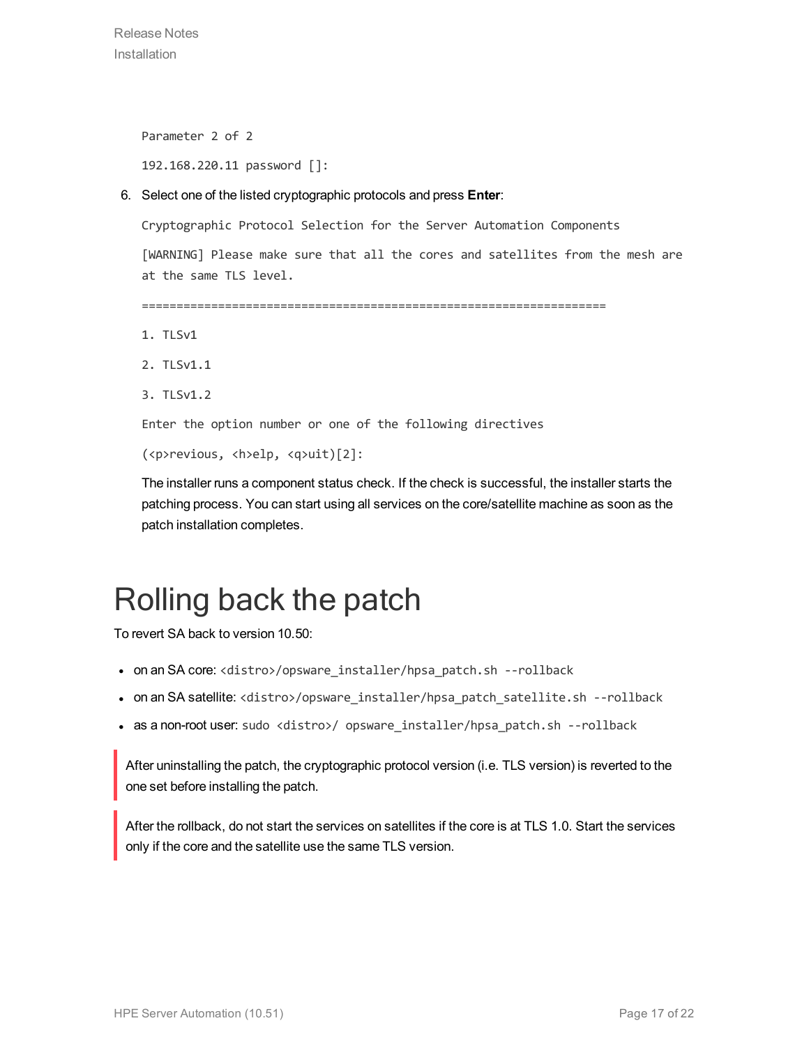```
Parameter 2 of 2

192.168.220.11 password []:
```

6. Select one of the listed cryptographic protocols and press **Enter**:

```
Cryptographic Protocol Selection for the Server Automation Components

[WARNING] Please make sure that all the cores and satellites from the mesh are
at the same TLS level.

==================================================================

1. TLSv1

2. TLSv1.1

3. TLSv1.2

Enter the option number or one of the following directives

(<p>revious, <h>elp, <q>uit)[2]:
```

The installer runs a component status check. If the check is successful, the installer starts the patching process. You can start using all services on the core/satellite machine as soon as the patch installation completes.

# Rolling back the patch

To revert SA back to version 10.50:

- on an SA core: `<distro>/opsware_installer/hpsa_patch.sh --rollback`
- on an SA satellite: `<distro>/opsware_installer/hpsa_patch_satellite.sh --rollback`
- as a non-root user: `sudo <distro>/ opsware_installer/hpsa_patch.sh --rollback`

> After uninstalling the patch, the cryptographic protocol version (i.e. TLS version) is reverted to the one set before installing the patch.

> After the rollback, do not start the services on satellites if the core is at TLS 1.0. Start the services only if the core and the satellite use the same TLS version.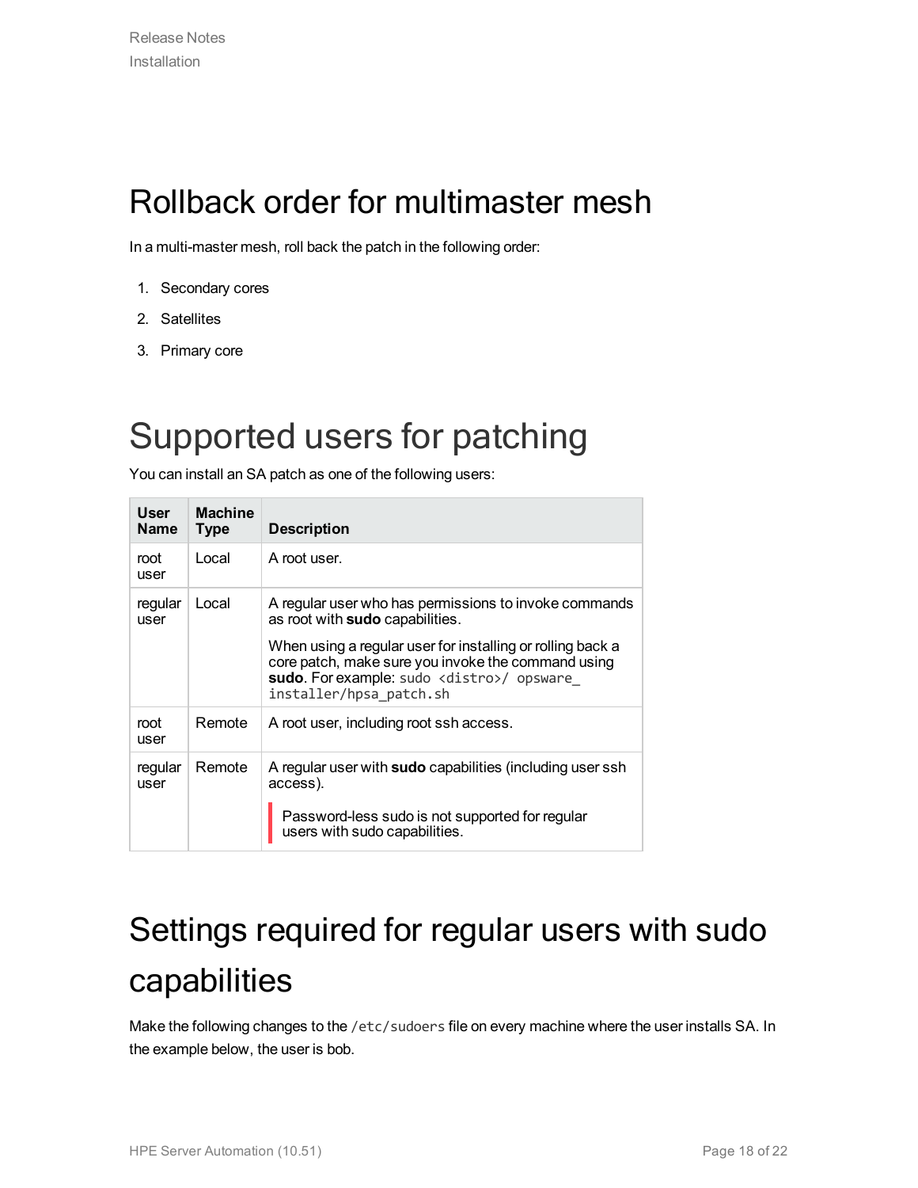# Rollback order for multimaster mesh

In a multi-master mesh, roll back the patch in the following order:

1. Secondary cores
2. Satellites
3. Primary core

# Supported users for patching

You can install an SA patch as one of the following users:

| User Name | Machine Type | Description |
| --- | --- | --- |
| root user | Local | A root user. |
| regular user | Local | A regular user who has permissions to invoke commands as root with **sudo** capabilities.<br><br>When using a regular user for installing or rolling back a core patch, make sure you invoke the command using **sudo**. For example: `sudo <distro>/ opsware_installer/hpsa_patch.sh` |
| root user | Remote | A root user, including root ssh access. |
| regular user | Remote | A regular user with **sudo** capabilities (including user ssh access).<br><br>Password-less sudo is not supported for regular users with sudo capabilities. |

# Settings required for regular users with sudo capabilities

Make the following changes to the `/etc/sudoers` file on every machine where the user installs SA. In the example below, the user is bob.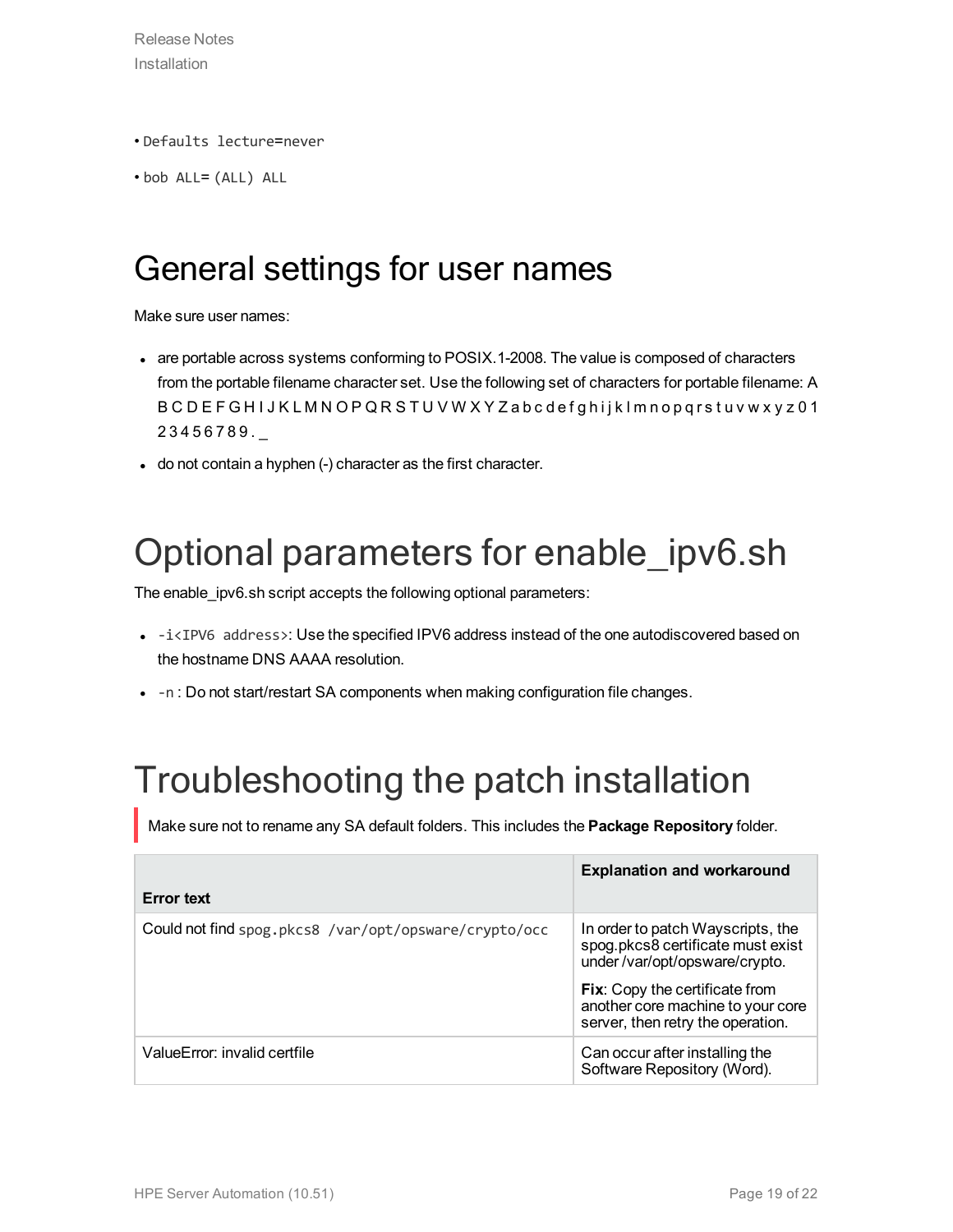- `Defaults lecture=never`
- `bob ALL= (ALL) ALL`

# General settings for user names

Make sure user names:

- are portable across systems conforming to POSIX.1-2008. The value is composed of characters from the portable filename character set. Use the following set of characters for portable filename: A B C D E F G H I J K L M N O P Q R S T U V W X Y Z a b c d e f g h i j k l m n o p q r s t u v w x y z 0 1 2 3 4 5 6 7 8 9 . _
- do not contain a hyphen (-) character as the first character.

# Optional parameters for enable_ipv6.sh

The enable_ipv6.sh script accepts the following optional parameters:

- `-i<IPV6 address>`: Use the specified IPV6 address instead of the one autodiscovered based on the hostname DNS AAAA resolution.
- `-n` : Do not start/restart SA components when making configuration file changes.

# Troubleshooting the patch installation

> Make sure not to rename any SA default folders. This includes the **Package Repository** folder.

| Error text | Explanation and workaround |
| --- | --- |
| Could not find `spog.pkcs8 /var/opt/opsware/crypto/occ` | In order to patch Wayscripts, the spog.pkcs8 certificate must exist under /var/opt/opsware/crypto.<br><br>**Fix**: Copy the certificate from another core machine to your core server, then retry the operation. |
| ValueError: invalid certfile | Can occur after installing the Software Repository (Word). |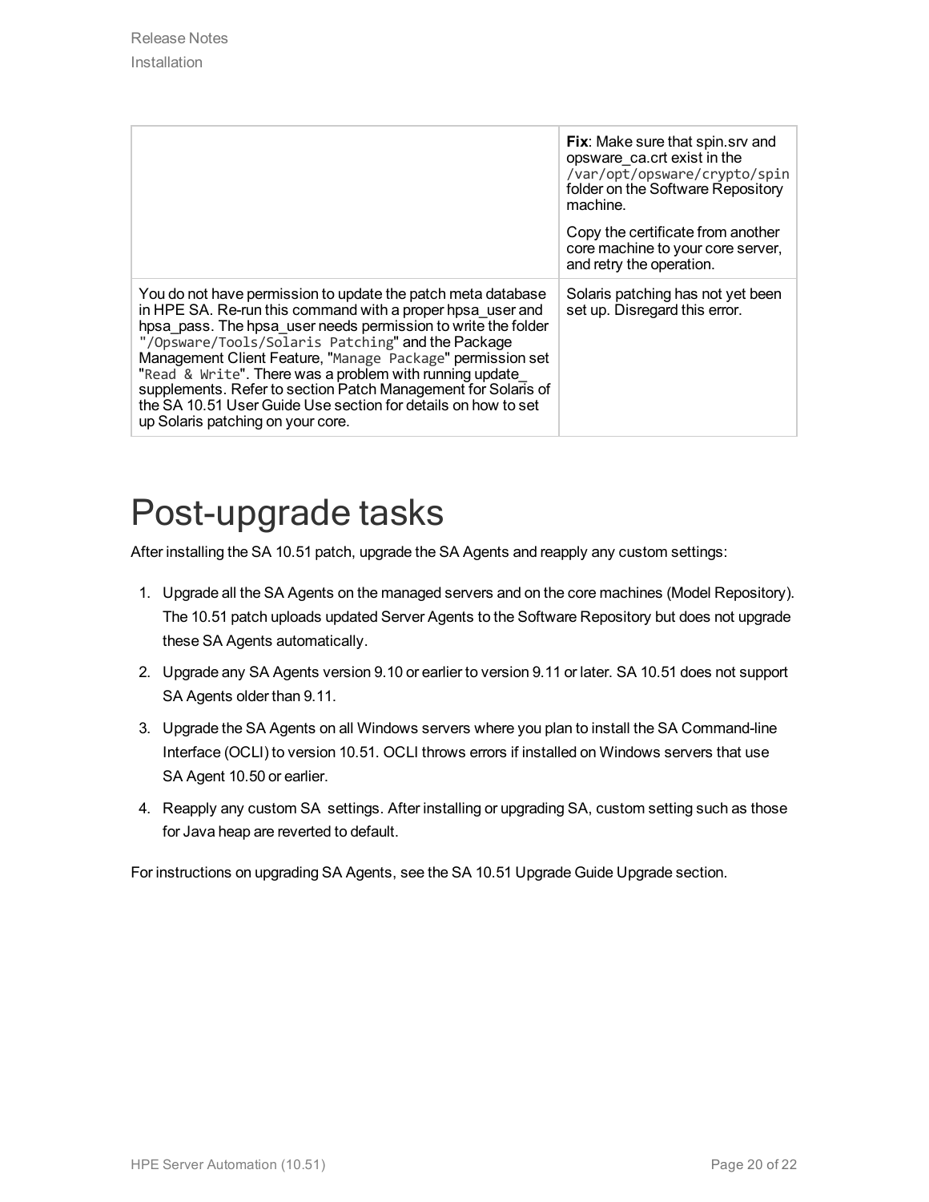| | |
|---|---|
| | **Fix**: Make sure that spin.srv and opsware_ca.crt exist in the `/var/opt/opsware/crypto/spin` folder on the Software Repository machine.<br><br>Copy the certificate from another core machine to your core server, and retry the operation. |
| You do not have permission to update the patch meta database in HPE SA. Re-run this command with a proper hpsa_user and hpsa_pass. The hpsa_user needs permission to write the folder "`/Opsware/Tools/Solaris Patching`" and the Package Management Client Feature, "`Manage Package`" permission set "`Read & Write`". There was a problem with running update_supplements. Refer to section Patch Management for Solaris of the SA 10.51 User Guide Use section for details on how to set up Solaris patching on your core. | Solaris patching has not yet been set up. Disregard this error. |

# Post-upgrade tasks

After installing the SA 10.51 patch, upgrade the SA Agents and reapply any custom settings:

1. Upgrade all the SA Agents on the managed servers and on the core machines (Model Repository). The 10.51 patch uploads updated Server Agents to the Software Repository but does not upgrade these SA Agents automatically.
2. Upgrade any SA Agents version 9.10 or earlier to version 9.11 or later. SA 10.51 does not support SA Agents older than 9.11.
3. Upgrade the SA Agents on all Windows servers where you plan to install the SA Command-line Interface (OCLI) to version 10.51. OCLI throws errors if installed on Windows servers that use SA Agent 10.50 or earlier.
4. Reapply any custom SA settings. After installing or upgrading SA, custom setting such as those for Java heap are reverted to default.

For instructions on upgrading SA Agents, see the SA 10.51 Upgrade Guide Upgrade section.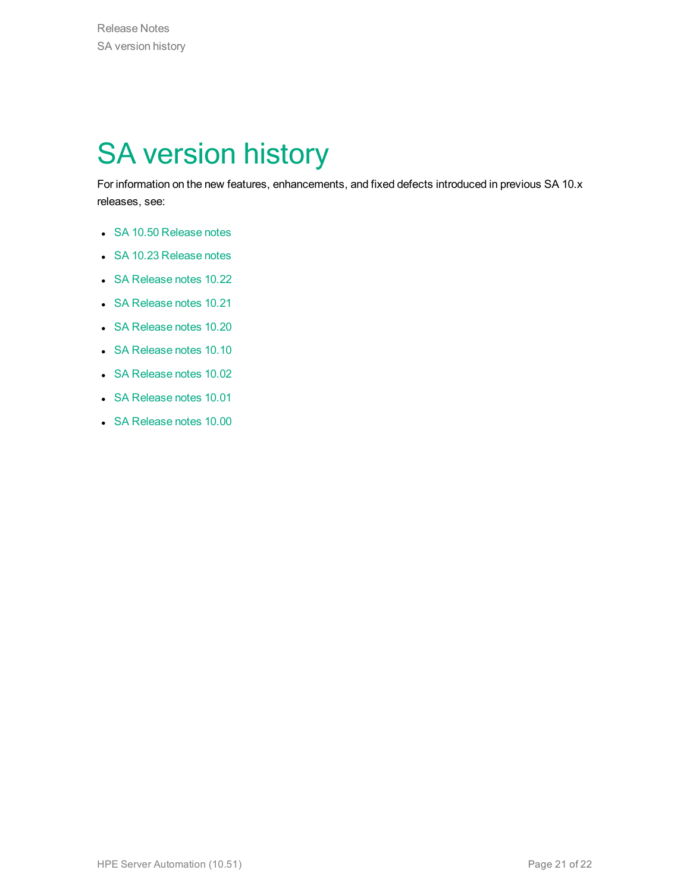# SA version history

For information on the new features, enhancements, and fixed defects introduced in previous SA 10.x releases, see:

- SA 10.50 Release notes
- SA 10.23 Release notes
- SA Release notes 10.22
- SA Release notes 10.21
- SA Release notes 10.20
- SA Release notes 10.10
- SA Release notes 10.02
- SA Release notes 10.01
- SA Release notes 10.00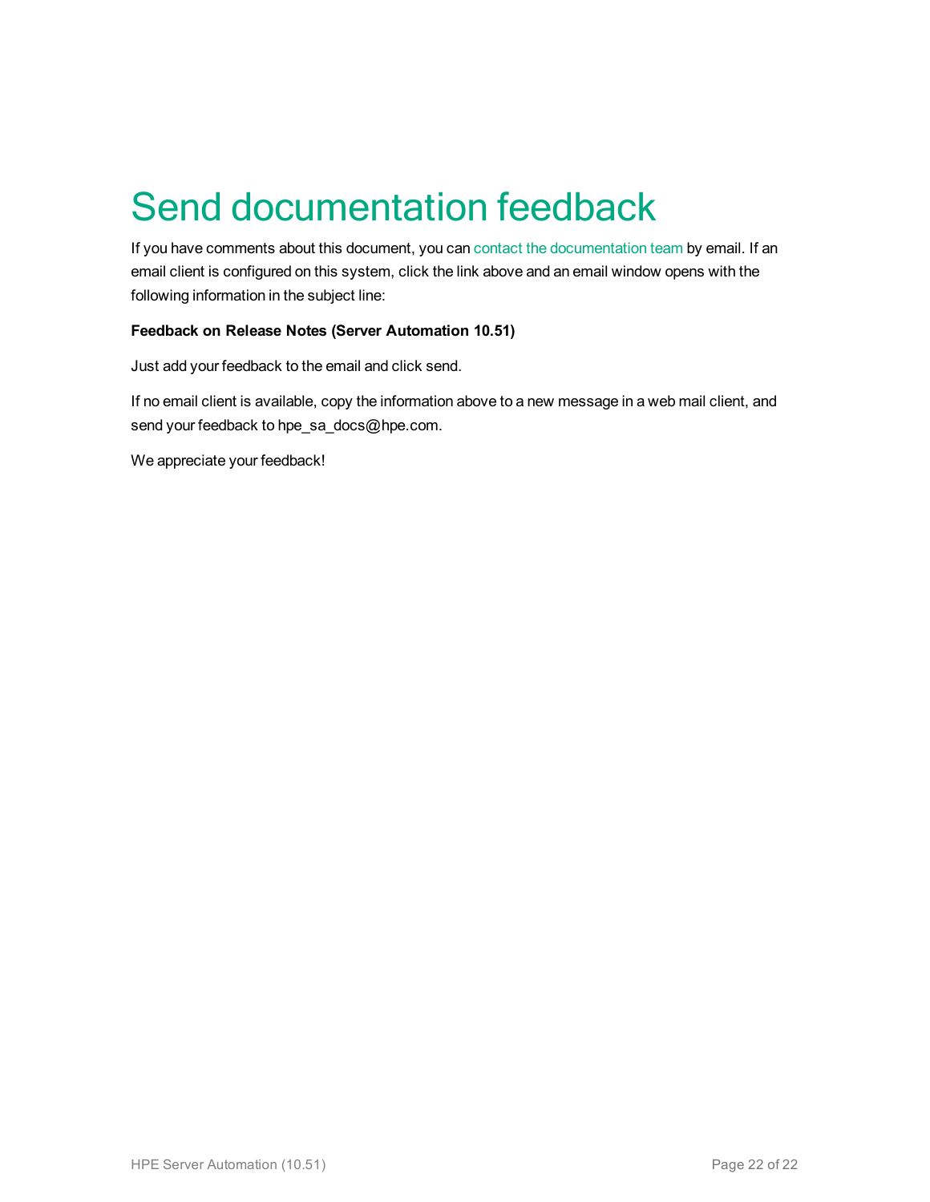# Send documentation feedback

If you have comments about this document, you can contact the documentation team by email. If an email client is configured on this system, click the link above and an email window opens with the following information in the subject line:

**Feedback on Release Notes (Server Automation 10.51)**

Just add your feedback to the email and click send.

If no email client is available, copy the information above to a new message in a web mail client, and send your feedback to hpe_sa_docs@hpe.com.

We appreciate your feedback!